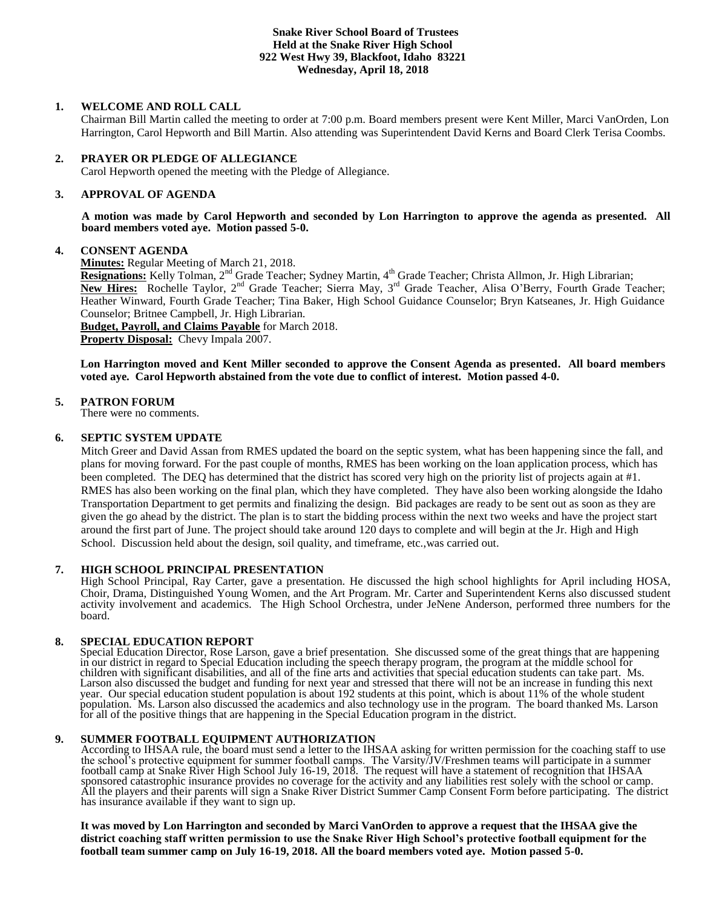**Snake River School Board of Trustees**
**Held at the Snake River High School**
**922 West Hwy 39, Blackfoot, Idaho 83221**
**Wednesday, April 18, 2018**

## 1. WELCOME AND ROLL CALL

Chairman Bill Martin called the meeting to order at 7:00 p.m. Board members present were Kent Miller, Marci VanOrden, Lon Harrington, Carol Hepworth and Bill Martin. Also attending was Superintendent David Kerns and Board Clerk Terisa Coombs.

## 2. PRAYER OR PLEDGE OF ALLEGIANCE

Carol Hepworth opened the meeting with the Pledge of Allegiance.

## 3. APPROVAL OF AGENDA

**A motion was made by Carol Hepworth and seconded by Lon Harrington to approve the agenda as presented. All board members voted aye. Motion passed 5-0.**

## 4. CONSENT AGENDA

**Minutes:** Regular Meeting of March 21, 2018.
**Resignations:** Kelly Tolman, 2nd Grade Teacher; Sydney Martin, 4th Grade Teacher; Christa Allmon, Jr. High Librarian;
**New Hires:** Rochelle Taylor, 2nd Grade Teacher; Sierra May, 3rd Grade Teacher, Alisa O'Berry, Fourth Grade Teacher; Heather Winward, Fourth Grade Teacher; Tina Baker, High School Guidance Counselor; Bryn Katseanes, Jr. High Guidance Counselor; Britnee Campbell, Jr. High Librarian.
**Budget, Payroll, and Claims Payable** for March 2018.
**Property Disposal:** Chevy Impala 2007.

**Lon Harrington moved and Kent Miller seconded to approve the Consent Agenda as presented. All board members voted aye. Carol Hepworth abstained from the vote due to conflict of interest. Motion passed 4-0.**

## 5. PATRON FORUM

There were no comments.

## 6. SEPTIC SYSTEM UPDATE

Mitch Greer and David Assan from RMES updated the board on the septic system, what has been happening since the fall, and plans for moving forward. For the past couple of months, RMES has been working on the loan application process, which has been completed. The DEQ has determined that the district has scored very high on the priority list of projects again at #1. RMES has also been working on the final plan, which they have completed. They have also been working alongside the Idaho Transportation Department to get permits and finalizing the design. Bid packages are ready to be sent out as soon as they are given the go ahead by the district. The plan is to start the bidding process within the next two weeks and have the project start around the first part of June. The project should take around 120 days to complete and will begin at the Jr. High and High School. Discussion held about the design, soil quality, and timeframe, etc.,was carried out.

## 7. HIGH SCHOOL PRINCIPAL PRESENTATION

High School Principal, Ray Carter, gave a presentation. He discussed the high school highlights for April including HOSA, Choir, Drama, Distinguished Young Women, and the Art Program. Mr. Carter and Superintendent Kerns also discussed student activity involvement and academics. The High School Orchestra, under JeNene Anderson, performed three numbers for the board.

## 8. SPECIAL EDUCATION REPORT

Special Education Director, Rose Larson, gave a brief presentation. She discussed some of the great things that are happening in our district in regard to Special Education including the speech therapy program, the program at the middle school for children with significant disabilities, and all of the fine arts and activities that special education students can take part. Ms. Larson also discussed the budget and funding for next year and stressed that there will not be an increase in funding this next year. Our special education student population is about 192 students at this point, which is about 11% of the whole student population. Ms. Larson also discussed the academics and also technology use in the program. The board thanked Ms. Larson for all of the positive things that are happening in the Special Education program in the district.

## 9. SUMMER FOOTBALL EQUIPMENT AUTHORIZATION

According to IHSAA rule, the board must send a letter to the IHSAA asking for written permission for the coaching staff to use the school's protective equipment for summer football camps. The Varsity/JV/Freshmen teams will participate in a summer football camp at Snake River High School July 16-19, 2018. The request will have a statement of recognition that IHSAA sponsored catastrophic insurance provides no coverage for the activity and any liabilities rest solely with the school or camp. All the players and their parents will sign a Snake River District Summer Camp Consent Form before participating. The district has insurance available if they want to sign up.

**It was moved by Lon Harrington and seconded by Marci VanOrden to approve a request that the IHSAA give the district coaching staff written permission to use the Snake River High School's protective football equipment for the football team summer camp on July 16-19, 2018. All the board members voted aye. Motion passed 5-0.**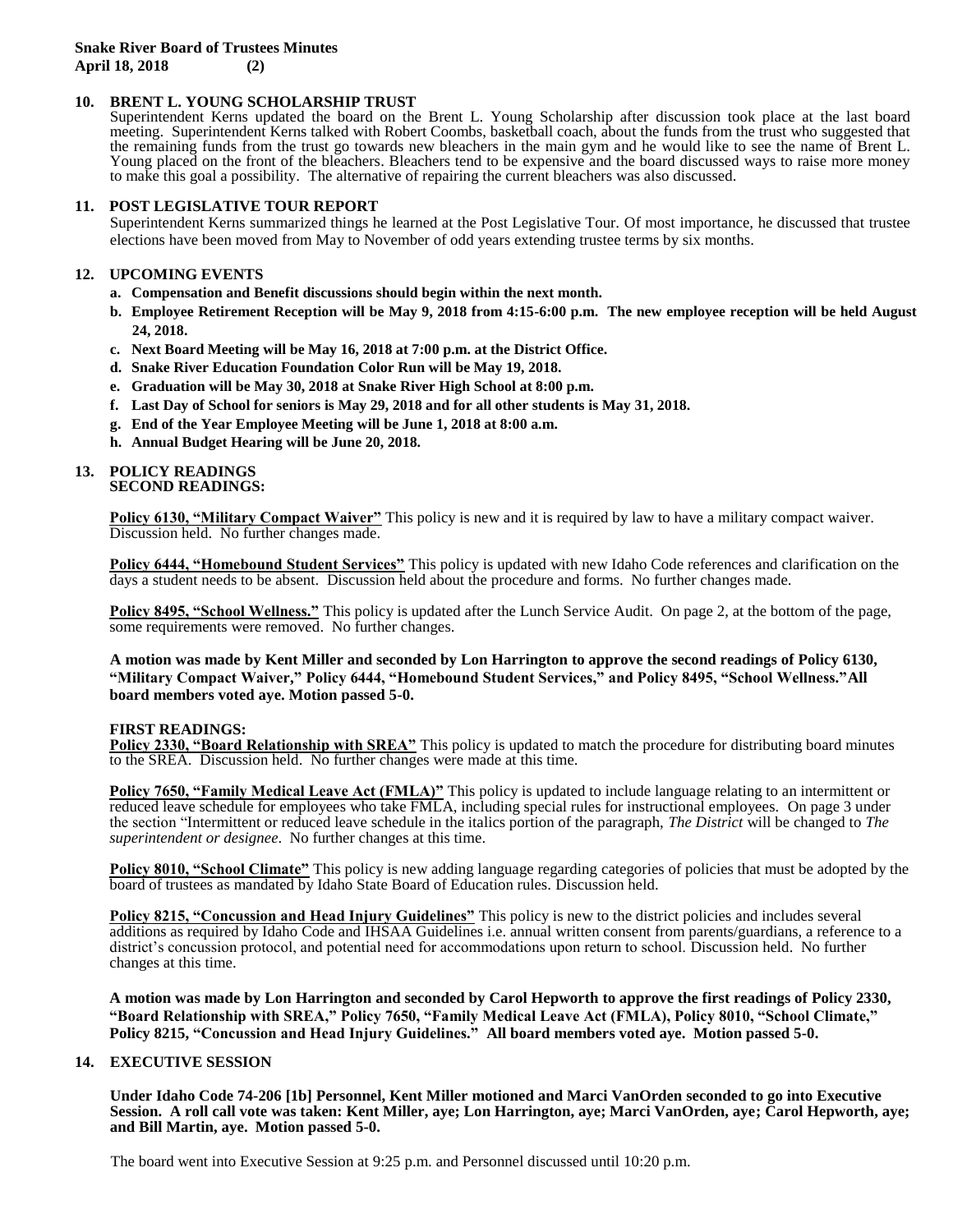**Snake River Board of Trustees Minutes**
**April 18, 2018 (2)**

### 10. BRENT L. YOUNG SCHOLARSHIP TRUST

Superintendent Kerns updated the board on the Brent L. Young Scholarship after discussion took place at the last board meeting. Superintendent Kerns talked with Robert Coombs, basketball coach, about the funds from the trust who suggested that the remaining funds from the trust go towards new bleachers in the main gym and he would like to see the name of Brent L. Young placed on the front of the bleachers. Bleachers tend to be expensive and the board discussed ways to raise more money to make this goal a possibility. The alternative of repairing the current bleachers was also discussed.

### 11. POST LEGISLATIVE TOUR REPORT

Superintendent Kerns summarized things he learned at the Post Legislative Tour. Of most importance, he discussed that trustee elections have been moved from May to November of odd years extending trustee terms by six months.

### 12. UPCOMING EVENTS

- **a. Compensation and Benefit discussions should begin within the next month.**
- **b. Employee Retirement Reception will be May 9, 2018 from 4:15-6:00 p.m. The new employee reception will be held August 24, 2018.**
- **c. Next Board Meeting will be May 16, 2018 at 7:00 p.m. at the District Office.**
- **d. Snake River Education Foundation Color Run will be May 19, 2018.**
- **e. Graduation will be May 30, 2018 at Snake River High School at 8:00 p.m.**
- **f. Last Day of School for seniors is May 29, 2018 and for all other students is May 31, 2018.**
- **g. End of the Year Employee Meeting will be June 1, 2018 at 8:00 a.m.**
- **h. Annual Budget Hearing will be June 20, 2018.**

### 13. POLICY READINGS

**SECOND READINGS:**

**Policy 6130, "Military Compact Waiver"** This policy is new and it is required by law to have a military compact waiver. Discussion held. No further changes made.

**Policy 6444, "Homebound Student Services"** This policy is updated with new Idaho Code references and clarification on the days a student needs to be absent. Discussion held about the procedure and forms. No further changes made.

**Policy 8495, "School Wellness."** This policy is updated after the Lunch Service Audit. On page 2, at the bottom of the page, some requirements were removed. No further changes.

**A motion was made by Kent Miller and seconded by Lon Harrington to approve the second readings of Policy 6130, "Military Compact Waiver," Policy 6444, "Homebound Student Services," and Policy 8495, "School Wellness."All board members voted aye. Motion passed 5-0.**

**FIRST READINGS:**

**Policy 2330, "Board Relationship with SREA"** This policy is updated to match the procedure for distributing board minutes to the SREA. Discussion held. No further changes were made at this time.

**Policy 7650, "Family Medical Leave Act (FMLA)"** This policy is updated to include language relating to an intermittent or reduced leave schedule for employees who take FMLA, including special rules for instructional employees. On page 3 under the section "Intermittent or reduced leave schedule in the italics portion of the paragraph, *The District* will be changed to *The superintendent or designee*. No further changes at this time.

**Policy 8010, "School Climate"** This policy is new adding language regarding categories of policies that must be adopted by the board of trustees as mandated by Idaho State Board of Education rules. Discussion held.

**Policy 8215, "Concussion and Head Injury Guidelines"** This policy is new to the district policies and includes several additions as required by Idaho Code and IHSAA Guidelines i.e. annual written consent from parents/guardians, a reference to a district's concussion protocol, and potential need for accommodations upon return to school. Discussion held. No further changes at this time.

**A motion was made by Lon Harrington and seconded by Carol Hepworth to approve the first readings of Policy 2330, "Board Relationship with SREA," Policy 7650, "Family Medical Leave Act (FMLA)," Policy 8010, "School Climate," Policy 8215, "Concussion and Head Injury Guidelines." All board members voted aye. Motion passed 5-0.**

### 14. EXECUTIVE SESSION

**Under Idaho Code 74-206 [1b] Personnel, Kent Miller motioned and Marci VanOrden seconded to go into Executive Session. A roll call vote was taken: Kent Miller, aye; Lon Harrington, aye; Marci VanOrden, aye; Carol Hepworth, aye; and Bill Martin, aye. Motion passed 5-0.**

The board went into Executive Session at 9:25 p.m. and Personnel discussed until 10:20 p.m.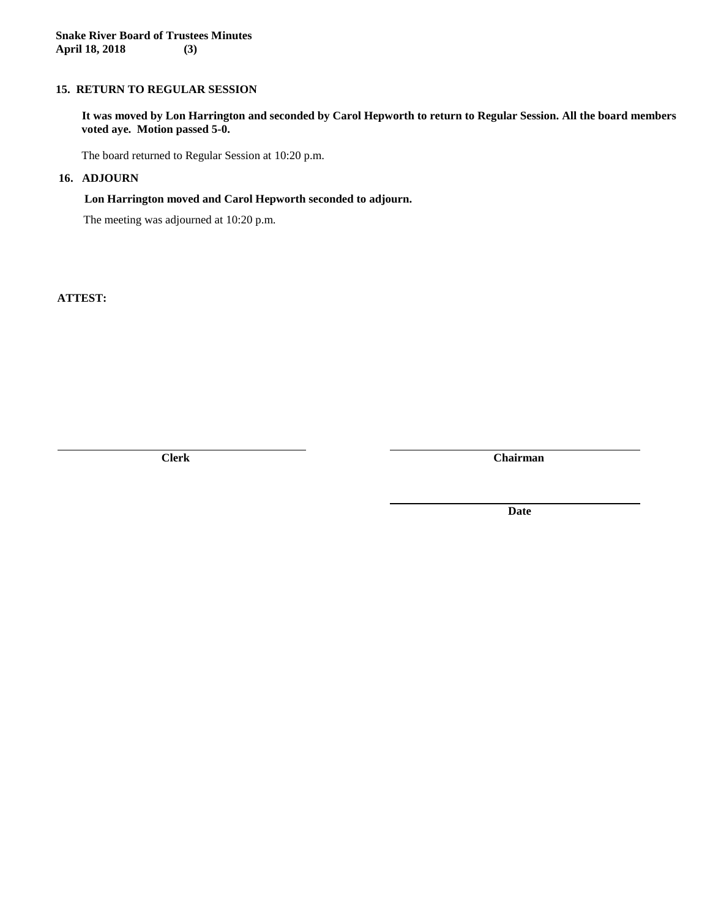**15. RETURN TO REGULAR SESSION**

**It was moved by Lon Harrington and seconded by Carol Hepworth to return to Regular Session. All the board members voted aye. Motion passed 5-0.**

The board returned to Regular Session at 10:20 p.m.

**16. ADJOURN**

**Lon Harrington moved and Carol Hepworth seconded to adjourn.**

The meeting was adjourned at 10:20 p.m.

**ATTEST:**

\_\_\_\_\_\_\_\_\_\_\_\_\_\_\_\_\_\_\_\_\_\_\_\_\_\_\_\_\_\_
**Clerk**

\_\_\_\_\_\_\_\_\_\_\_\_\_\_\_\_\_\_\_\_\_\_\_\_\_\_\_\_\_\_
**Chairman**

\_\_\_\_\_\_\_\_\_\_\_\_\_\_\_\_\_\_\_\_\_\_\_\_\_\_\_\_\_\_
**Date**